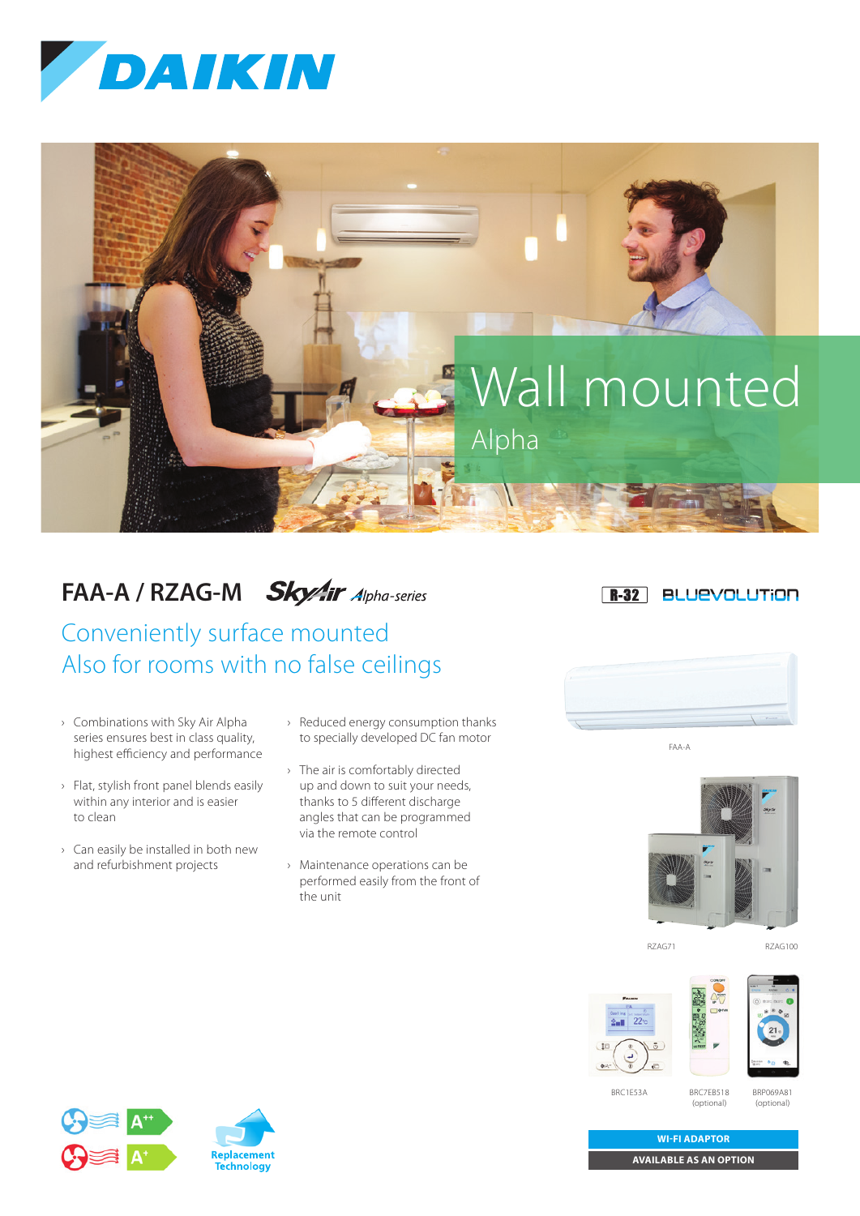# Wall mounted

## Alpha

## FAA-A / RZAG-M *Sky Air Alpha-series*

R-32 BLUEVOLUTION

### Conveniently surface mounted
### Also for rooms with no false ceilings

- Combinations with Sky Air Alpha series ensures best in class quality, highest efficiency and performance
- Flat, stylish front panel blends easily within any interior and is easier to clean
- Can easily be installed in both new and refurbishment projects
- Reduced energy consumption thanks to specially developed DC fan motor
- The air is comfortably directed up and down to suit your needs, thanks to 5 different discharge angles that can be programmed via the remote control
- Maintenance operations can be performed easily from the front of the unit

FAA-A

RZAG71

RZAG100

BRC1E53A

BRC7EB518 (optional)

BRP069A81 (optional)

**WI-FI ADAPTOR**

**AVAILABLE AS AN OPTION**

A++

A+

Replacement Technology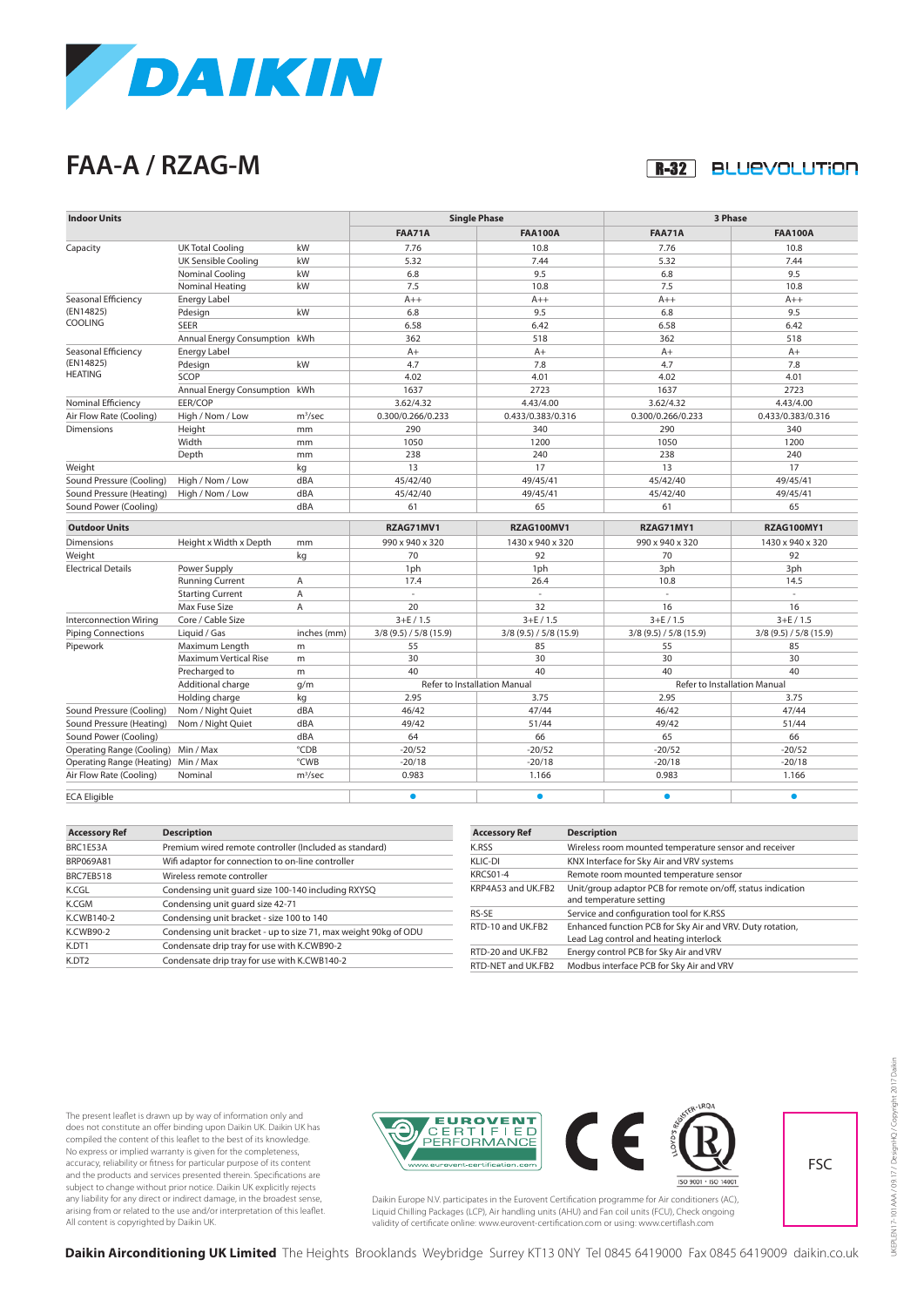# FAA-A / RZAG-M

R-32 BLUEVOLUTION

| Indoor Units | | | Single Phase | | 3 Phase | |
|---|---|---|---|---|---|---|
| | | | FAA71A | FAA100A | FAA71A | FAA100A |
| Capacity | UK Total Cooling | kW | 7.76 | 10.8 | 7.76 | 10.8 |
| | UK Sensible Cooling | kW | 5.32 | 7.44 | 5.32 | 7.44 |
| | Nominal Cooling | kW | 6.8 | 9.5 | 6.8 | 9.5 |
| | Nominal Heating | kW | 7.5 | 10.8 | 7.5 | 10.8 |
| Seasonal Efficiency (EN14825) COOLING | Energy Label | | A++ | A++ | A++ | A++ |
| | Pdesign | kW | 6.8 | 9.5 | 6.8 | 9.5 |
| | SEER | | 6.58 | 6.42 | 6.58 | 6.42 |
| | Annual Energy Consumption | kWh | 362 | 518 | 362 | 518 |
| Seasonal Efficiency (EN14825) HEATING | Energy Label | | A+ | A+ | A+ | A+ |
| | Pdesign | kW | 4.7 | 7.8 | 4.7 | 7.8 |
| | SCOP | | 4.02 | 4.01 | 4.02 | 4.01 |
| | Annual Energy Consumption | kWh | 1637 | 2723 | 1637 | 2723 |
| Nominal Efficiency | EER/COP | | 3.62/4.32 | 4.43/4.00 | 3.62/4.32 | 4.43/4.00 |
| Air Flow Rate (Cooling) | High / Nom / Low | m³/sec | 0.300/0.266/0.233 | 0.433/0.383/0.316 | 0.300/0.266/0.233 | 0.433/0.383/0.316 |
| Dimensions | Height | mm | 290 | 340 | 290 | 340 |
| | Width | mm | 1050 | 1200 | 1050 | 1200 |
| | Depth | mm | 238 | 240 | 238 | 240 |
| Weight | | kg | 13 | 17 | 13 | 17 |
| Sound Pressure (Cooling) | High / Nom / Low | dBA | 45/42/40 | 49/45/41 | 45/42/40 | 49/45/41 |
| Sound Pressure (Heating) | High / Nom / Low | dBA | 45/42/40 | 49/45/41 | 45/42/40 | 49/45/41 |
| Sound Power (Cooling) | | dBA | 61 | 65 | 61 | 65 |
| **Outdoor Units** | | | **RZAG71MV1** | **RZAG100MV1** | **RZAG71MY1** | **RZAG100MY1** |
| Dimensions | Height x Width x Depth | mm | 990 x 940 x 320 | 1430 x 940 x 320 | 990 x 940 x 320 | 1430 x 940 x 320 |
| Weight | | kg | 70 | 92 | 70 | 92 |
| Electrical Details | Power Supply | | 1ph | 1ph | 3ph | 3ph |
| | Running Current | A | 17.4 | 26.4 | 10.8 | 14.5 |
| | Starting Current | A | - | - | - | - |
| | Max Fuse Size | A | 20 | 32 | 16 | 16 |
| Interconnection Wiring | Core / Cable Size | | 3+E / 1.5 | 3+E / 1.5 | 3+E / 1.5 | 3+E / 1.5 |
| Piping Connections | Liquid / Gas | inches (mm) | 3/8 (9.5) / 5/8 (15.9) | 3/8 (9.5) / 5/8 (15.9) | 3/8 (9.5) / 5/8 (15.9) | 3/8 (9.5) / 5/8 (15.9) |
| Pipework | Maximum Length | m | 55 | 85 | 55 | 85 |
| | Maximum Vertical Rise | m | 30 | 30 | 30 | 30 |
| | Precharged to | m | 40 | 40 | 40 | 40 |
| | Additional charge | g/m | Refer to Installation Manual | | Refer to Installation Manual | |
| | Holding charge | kg | 2.95 | 3.75 | 2.95 | 3.75 |
| Sound Pressure (Cooling) | Nom / Night Quiet | dBA | 46/42 | 47/44 | 46/42 | 47/44 |
| Sound Pressure (Heating) | Nom / Night Quiet | dBA | 49/42 | 51/44 | 49/42 | 51/44 |
| Sound Power (Cooling) | | dBA | 64 | 66 | 65 | 66 |
| Operating Range (Cooling) | Min / Max | °CDB | -20/52 | -20/52 | -20/52 | -20/52 |
| Operating Range (Heating) | Min / Max | °CWB | -20/18 | -20/18 | -20/18 | -20/18 |
| Air Flow Rate (Cooling) | Nominal | m³/sec | 0.983 | 1.166 | 0.983 | 1.166 |
| ECA Eligible | | | ● | ● | ● | ● |

| Accessory Ref | Description |
|---|---|
| BRC1E53A | Premium wired remote controller (Included as standard) |
| BRP069A81 | Wifi adaptor for connection to on-line controller |
| BRC7EB518 | Wireless remote controller |
| K.CGL | Condensing unit guard size 100-140 including RXYSQ |
| K.CGM | Condensing unit guard size 42-71 |
| K.CWB140-2 | Condensing unit bracket - size 100 to 140 |
| K.CWB90-2 | Condensing unit bracket - up to size 71, max weight 90kg of ODU |
| K.DT1 | Condensate drip tray for use with K.CWB90-2 |
| K.DT2 | Condensate drip tray for use with K.CWB140-2 |

| Accessory Ref | Description |
|---|---|
| K.RSS | Wireless room mounted temperature sensor and receiver |
| KLIC-DI | KNX Interface for Sky Air and VRV systems |
| KRCS01-4 | Remote room mounted temperature sensor |
| KRP4A53 and UK.FB2 | Unit/group adaptor PCB for remote on/off, status indication and temperature setting |
| RS-SE | Service and configuration tool for K.RSS |
| RTD-10 and UK.FB2 | Enhanced function PCB for Sky Air and VRV. Duty rotation, Lead Lag control and heating interlock |
| RTD-20 and UK.FB2 | Energy control PCB for Sky Air and VRV |
| RTD-NET and UK.FB2 | Modbus interface PCB for Sky Air and VRV |

The present leaflet is drawn up by way of information only and does not constitute an offer binding upon Daikin UK. Daikin UK has compiled the content of this leaflet to the best of its knowledge. No express or implied warranty is given for the completeness, accuracy, reliability or fitness for particular purpose of its content and the products and services presented therein. Specifications are subject to change without prior notice. Daikin UK explicitly rejects any liability for any direct or indirect damage, in the broadest sense, arising from or related to the use and/or interpretation of this leaflet. All content is copyrighted by Daikin UK.

EUROVENT CERTIFIED PERFORMANCE www.eurovent-certification.com

ISO 9001 · ISO 14001

FSC

Daikin Europe N.V. participates in the Eurovent Certification programme for Air conditioners (AC), Liquid Chilling Packages (LCP), Air handling units (AHU) and Fan coil units (FCU), Check ongoing validity of certificate online: www.eurovent-certification.com or using: www.certiflash.com

UKEPLEN17-101AAA / 09.17 / DesignHQ / Copyright 2017 Daikin

**Daikin Airconditioning UK Limited** The Heights Brooklands Weybridge Surrey KT13 0NY Tel 0845 6419000 Fax 0845 6419009 daikin.co.uk